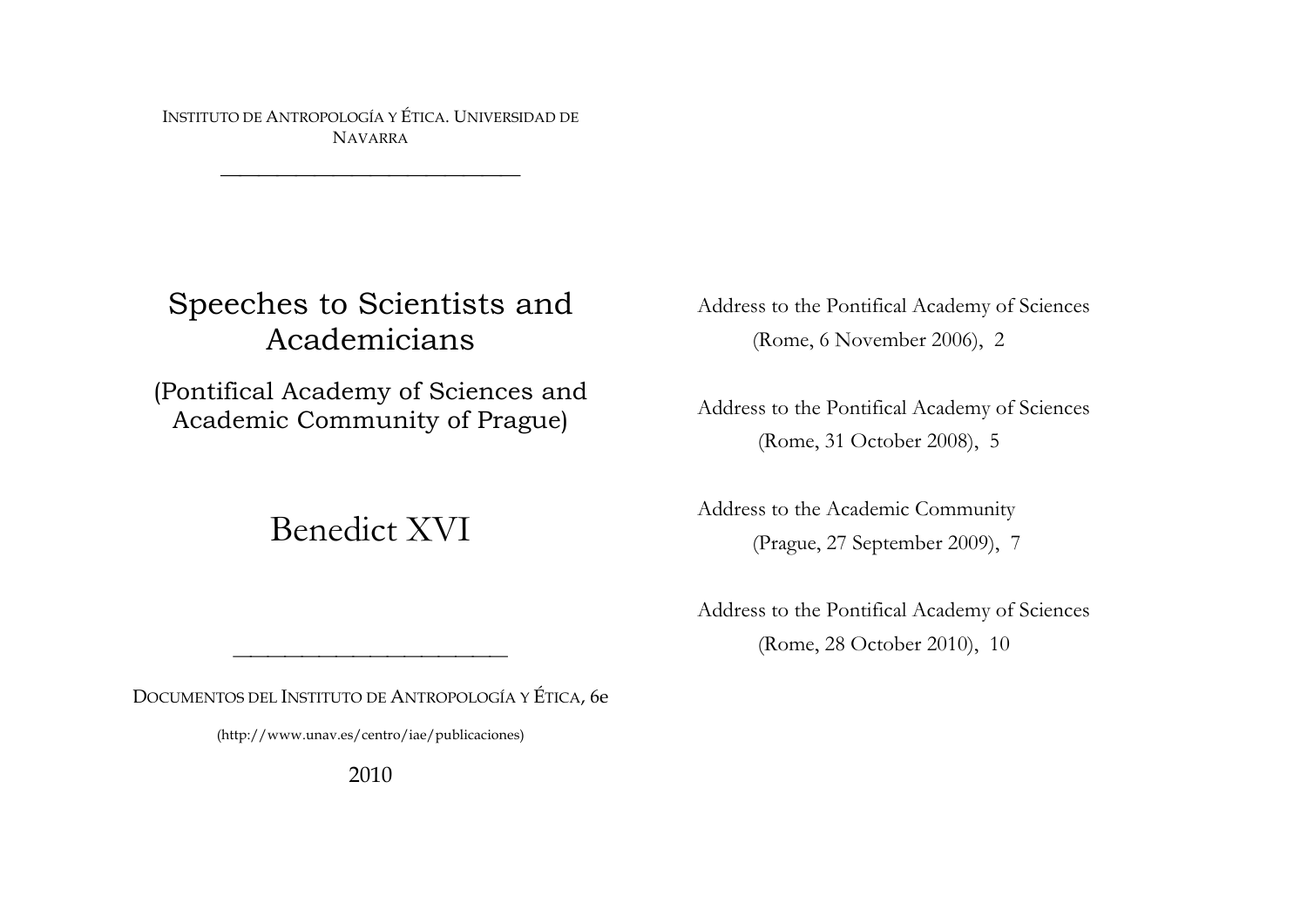INSTITUTO DE ANTROPOLOGÍA Y ÉTICA. UNIVERSIDAD DE NAVARRA

# Speeches to Scientists and Academicians

## (Pontifical Academy of Sciences and Academic Community of Prague)

## Benedict XVI

DOCUMENTOS DEL INSTITUTO DE ANTROPOLOGÍA Y ÉTICA, 6e

(http://www.unav.es/centro/iae/publicaciones)

2010

Address to the Pontifical Academy of Sciences (Rome, 6 November 2006), 2

Address to the Pontifical Academy of Sciences (Rome, 31 October 2008), 5

Address to the Academic Community (Prague, 27 September 2009), 7

Address to the Pontifical Academy of Sciences (Rome, 28 October 2010), 10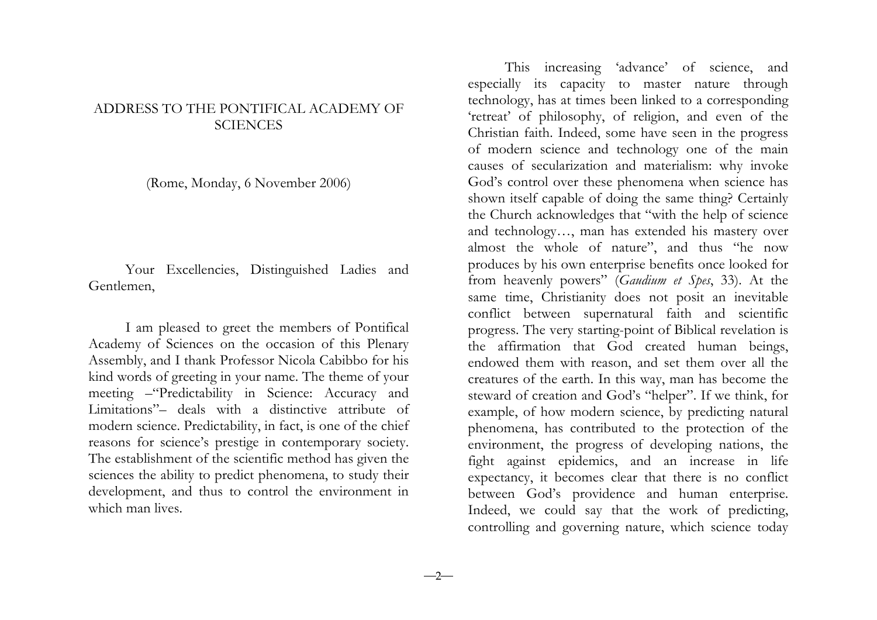# ADDRESS TO THE PONTIFICAL ACADEMY OF SCIENCES

(Rome, Monday, 6 November 2006)

Your Excellencies, Distinguished Ladies and Gentlemen,

I am pleased to greet the members of Pontifical Academy of Sciences on the occasion of this Plenary Assembly, and I thank Professor Nicola Cabibbo for his kind words of greeting in your name. The theme of your meeting –"Predictability in Science: Accuracy and Limitations"– deals with a distinctive attribute of modern science. Predictability, in fact, is one of the chief reasons for science's prestige in contemporary society. The establishment of the scientific method has given the sciences the ability to predict phenomena, to study their development, and thus to control the environment in which man lives.

This increasing 'advance' of science, and especially its capacity to master nature through technology, has at times been linked to a corresponding 'retreat' of philosophy, of religion, and even of the Christian faith. Indeed, some have seen in the progress of modern science and technology one of the main causes of secularization and materialism: why invoke God's control over these phenomena when science has shown itself capable of doing the same thing? Certainly the Church acknowledges that "with the help of science and technology…, man has extended his mastery over almost the whole of nature", and thus "he now produces by his own enterprise benefits once looked for from heavenly powers" (*Gaudium et Spes*, 33). At the same time, Christianity does not posit an inevitable conflict between supernatural faith and scientific progress. The very starting-point of Biblical revelation is the affirmation that God created human beings, endowed them with reason, and set them over all the creatures of the earth. In this way, man has become the steward of creation and God's "helper". If we think, for example, of how modern science, by predicting natural phenomena, has contributed to the protection of the environment, the progress of developing nations, the fight against epidemics, and an increase in life expectancy, it becomes clear that there is no conflict between God's providence and human enterprise. Indeed, we could say that the work of predicting, controlling and governing nature, which science today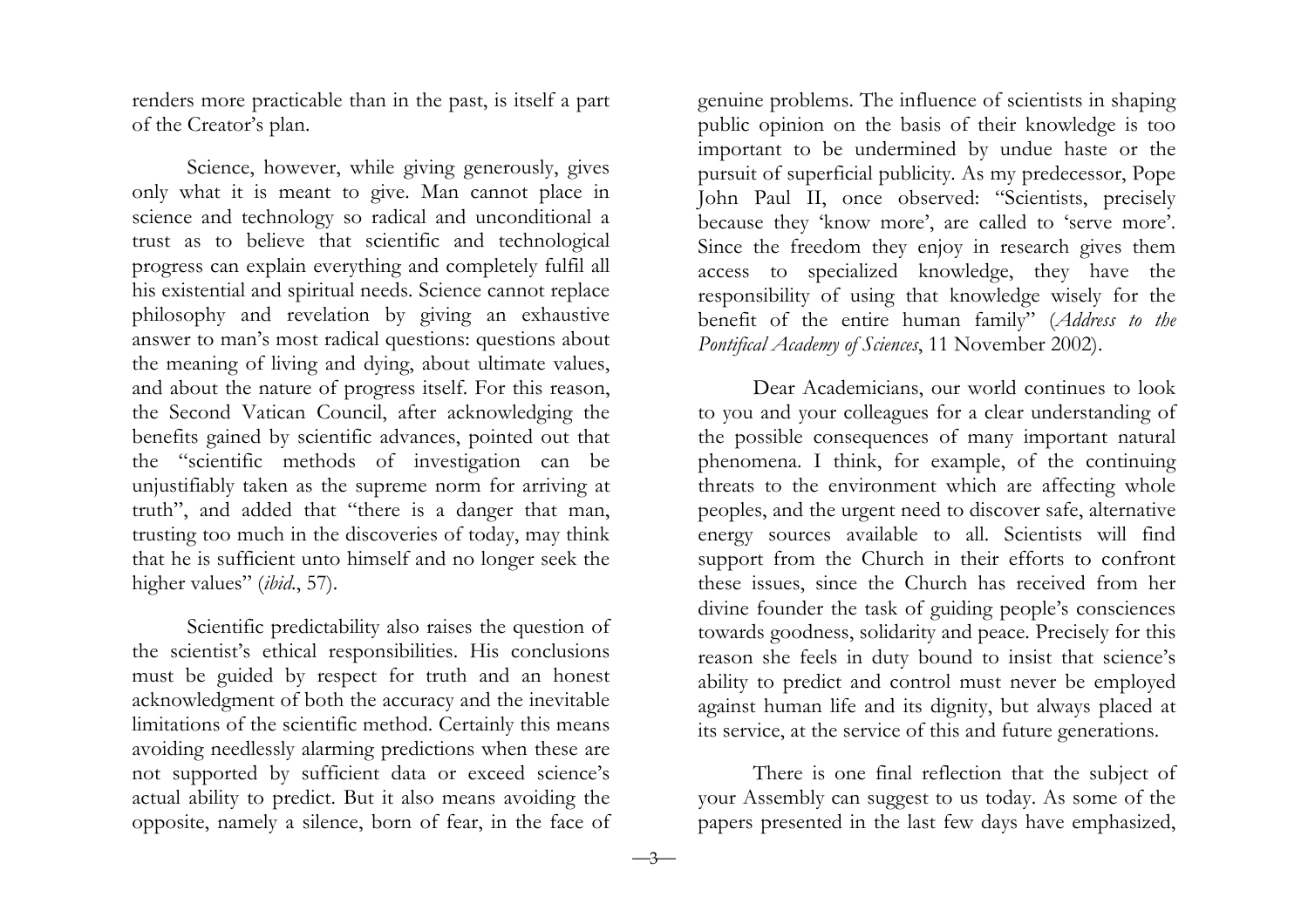renders more practicable than in the past, is itself a part of the Creator's plan.

Science, however, while giving generously, gives only what it is meant to give. Man cannot place in science and technology so radical and unconditional a trust as to believe that scientific and technological progress can explain everything and completely fulfil all his existential and spiritual needs. Science cannot replace philosophy and revelation by giving an exhaustive answer to man's most radical questions: questions about the meaning of living and dying, about ultimate values, and about the nature of progress itself. For this reason, the Second Vatican Council, after acknowledging the benefits gained by scientific advances, pointed out that the "scientific methods of investigation can be unjustifiably taken as the supreme norm for arriving at truth", and added that "there is a danger that man, trusting too much in the discoveries of today, may think that he is sufficient unto himself and no longer seek the higher values" (*ibid*., 57).

Scientific predictability also raises the question of the scientist's ethical responsibilities. His conclusions must be guided by respect for truth and an honest acknowledgment of both the accuracy and the inevitable limitations of the scientific method. Certainly this means avoiding needlessly alarming predictions when these are not supported by sufficient data or exceed science's actual ability to predict. But it also means avoiding the opposite, namely a silence, born of fear, in the face of genuine problems. The influence of scientists in shaping public opinion on the basis of their knowledge is too important to be undermined by undue haste or the pursuit of superficial publicity. As my predecessor, Pope John Paul II, once observed: "Scientists, precisely because they 'know more', are called to 'serve more'. Since the freedom they enjoy in research gives them access to specialized knowledge, they have the responsibility of using that knowledge wisely for the benefit of the entire human family" (*Address to the Pontifical Academy of Sciences*, 11 November 2002).

Dear Academicians, our world continues to look to you and your colleagues for a clear understanding of the possible consequences of many important natural phenomena. I think, for example, of the continuing threats to the environment which are affecting whole peoples, and the urgent need to discover safe, alternative energy sources available to all. Scientists will find support from the Church in their efforts to confront these issues, since the Church has received from her divine founder the task of guiding people's consciences towards goodness, solidarity and peace. Precisely for this reason she feels in duty bound to insist that science's ability to predict and control must never be employed against human life and its dignity, but always placed at its service, at the service of this and future generations.

There is one final reflection that the subject of your Assembly can suggest to us today. As some of the papers presented in the last few days have emphasized,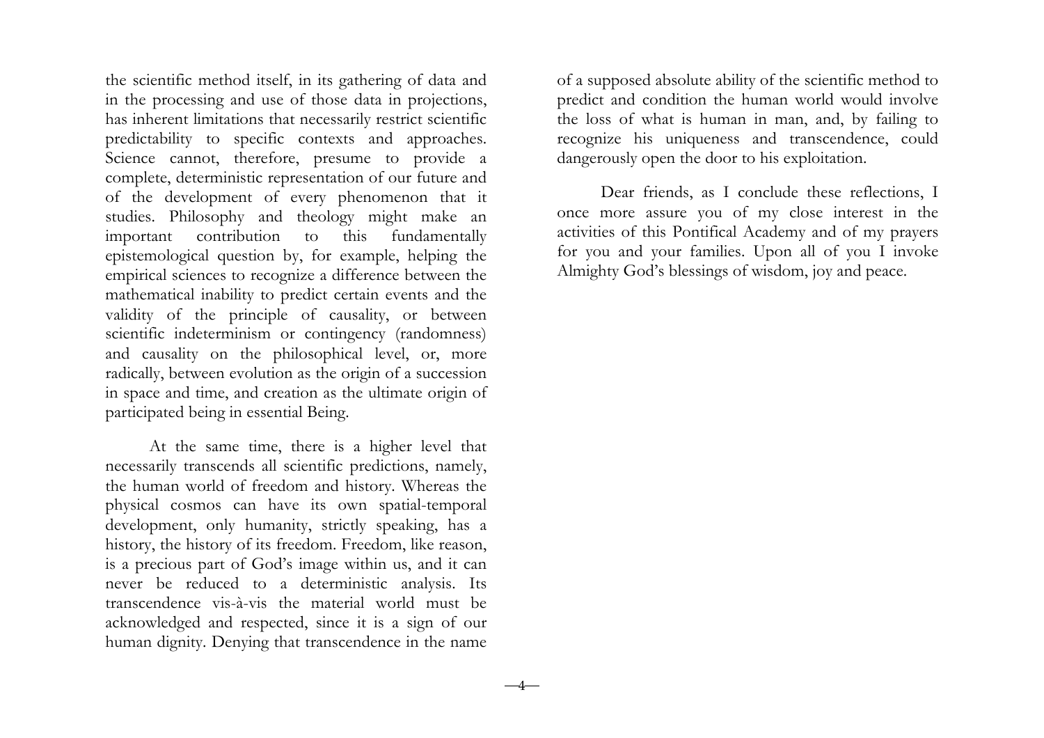the scientific method itself, in its gathering of data and in the processing and use of those data in projections, has inherent limitations that necessarily restrict scientific predictability to specific contexts and approaches. Science cannot, therefore, presume to provide a complete, deterministic representation of our future and of the development of every phenomenon that it studies. Philosophy and theology might make an important contribution to this fundamentally epistemological question by, for example, helping the empirical sciences to recognize a difference between the mathematical inability to predict certain events and the validity of the principle of causality, or between scientific indeterminism or contingency (randomness) and causality on the philosophical level, or, more radically, between evolution as the origin of a succession in space and time, and creation as the ultimate origin of participated being in essential Being.

At the same time, there is a higher level that necessarily transcends all scientific predictions, namely, the human world of freedom and history. Whereas the physical cosmos can have its own spatial-temporal development, only humanity, strictly speaking, has a history, the history of its freedom. Freedom, like reason, is a precious part of God's image within us, and it can never be reduced to a deterministic analysis. Its transcendence vis-à-vis the material world must be acknowledged and respected, since it is a sign of our human dignity. Denying that transcendence in the name of a supposed absolute ability of the scientific method to predict and condition the human world would involve the loss of what is human in man, and, by failing to recognize his uniqueness and transcendence, could dangerously open the door to his exploitation.

Dear friends, as I conclude these reflections, I once more assure you of my close interest in the activities of this Pontifical Academy and of my prayers for you and your families. Upon all of you I invoke Almighty God's blessings of wisdom, joy and peace.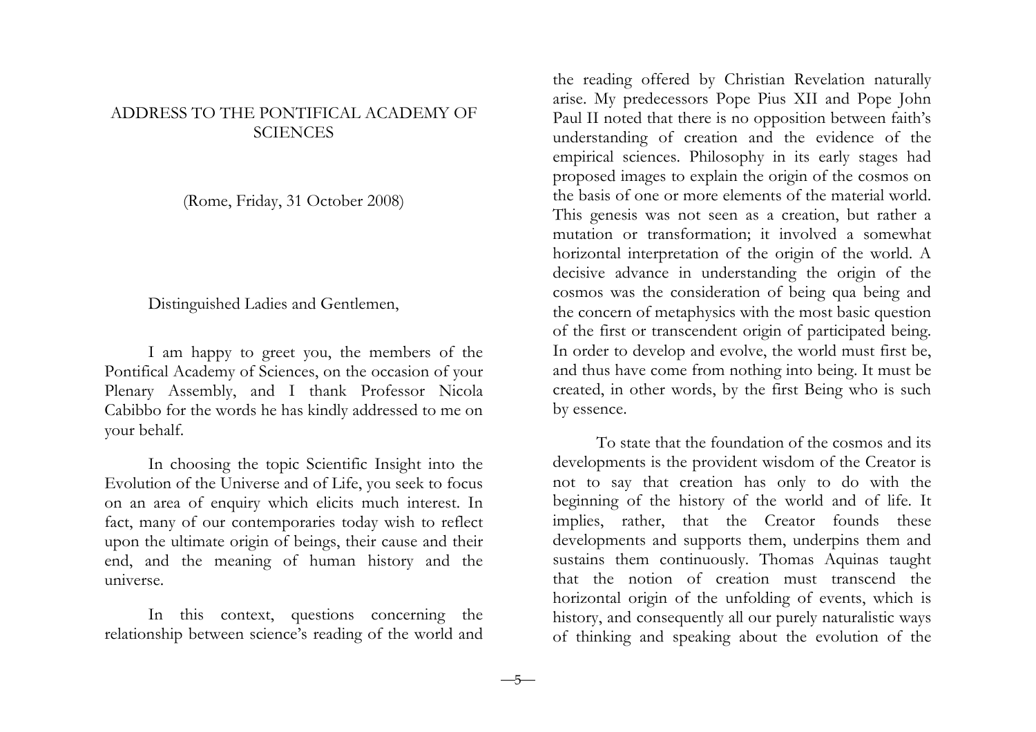# ADDRESS TO THE PONTIFICAL ACADEMY OF SCIENCES

(Rome, Friday, 31 October 2008)

Distinguished Ladies and Gentlemen,

I am happy to greet you, the members of the Pontifical Academy of Sciences, on the occasion of your Plenary Assembly, and I thank Professor Nicola Cabibbo for the words he has kindly addressed to me on your behalf.

In choosing the topic Scientific Insight into the Evolution of the Universe and of Life, you seek to focus on an area of enquiry which elicits much interest. In fact, many of our contemporaries today wish to reflect upon the ultimate origin of beings, their cause and their end, and the meaning of human history and the universe.

In this context, questions concerning the relationship between science's reading of the world and the reading offered by Christian Revelation naturally arise. My predecessors Pope Pius XII and Pope John Paul II noted that there is no opposition between faith's understanding of creation and the evidence of the empirical sciences. Philosophy in its early stages had proposed images to explain the origin of the cosmos on the basis of one or more elements of the material world. This genesis was not seen as a creation, but rather a mutation or transformation; it involved a somewhat horizontal interpretation of the origin of the world. A decisive advance in understanding the origin of the cosmos was the consideration of being qua being and the concern of metaphysics with the most basic question of the first or transcendent origin of participated being. In order to develop and evolve, the world must first be, and thus have come from nothing into being. It must be created, in other words, by the first Being who is such by essence.

To state that the foundation of the cosmos and its developments is the provident wisdom of the Creator is not to say that creation has only to do with the beginning of the history of the world and of life. It implies, rather, that the Creator founds these developments and supports them, underpins them and sustains them continuously. Thomas Aquinas taught that the notion of creation must transcend the horizontal origin of the unfolding of events, which is history, and consequently all our purely naturalistic ways of thinking and speaking about the evolution of the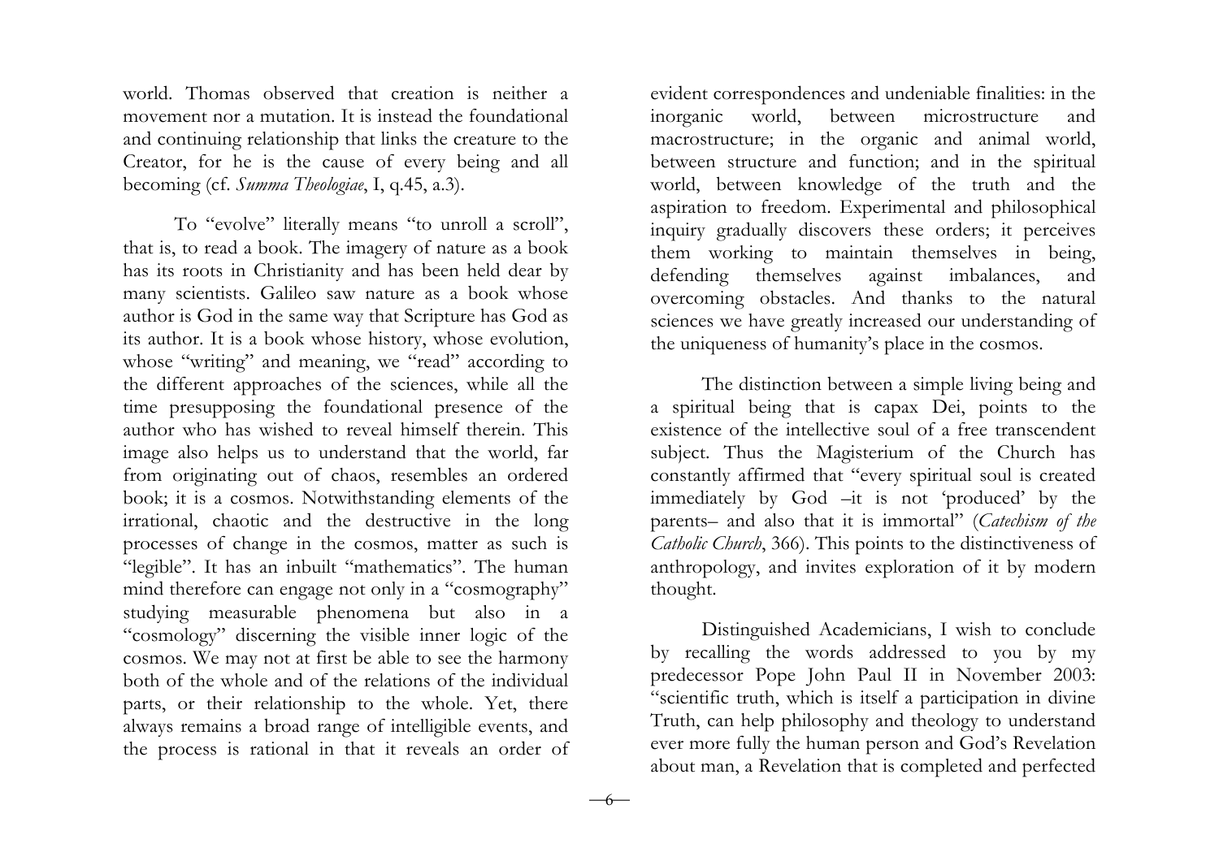world. Thomas observed that creation is neither a movement nor a mutation. It is instead the foundational and continuing relationship that links the creature to the Creator, for he is the cause of every being and all becoming (cf. *Summa Theologiae*, I, q.45, a.3).

To "evolve" literally means "to unroll a scroll", that is, to read a book. The imagery of nature as a book has its roots in Christianity and has been held dear by many scientists. Galileo saw nature as a book whose author is God in the same way that Scripture has God as its author. It is a book whose history, whose evolution, whose "writing" and meaning, we "read" according to the different approaches of the sciences, while all the time presupposing the foundational presence of the author who has wished to reveal himself therein. This image also helps us to understand that the world, far from originating out of chaos, resembles an ordered book; it is a cosmos. Notwithstanding elements of the irrational, chaotic and the destructive in the long processes of change in the cosmos, matter as such is "legible". It has an inbuilt "mathematics". The human mind therefore can engage not only in a "cosmography" studying measurable phenomena but also in a "cosmology" discerning the visible inner logic of the cosmos. We may not at first be able to see the harmony both of the whole and of the relations of the individual parts, or their relationship to the whole. Yet, there always remains a broad range of intelligible events, and the process is rational in that it reveals an order of evident correspondences and undeniable finalities: in the inorganic world, between microstructure and macrostructure; in the organic and animal world, between structure and function; and in the spiritual world, between knowledge of the truth and the aspiration to freedom. Experimental and philosophical inquiry gradually discovers these orders; it perceives them working to maintain themselves in being, defending themselves against imbalances, and overcoming obstacles. And thanks to the natural sciences we have greatly increased our understanding of the uniqueness of humanity's place in the cosmos.

The distinction between a simple living being and a spiritual being that is capax Dei, points to the existence of the intellective soul of a free transcendent subject. Thus the Magisterium of the Church has constantly affirmed that "every spiritual soul is created immediately by God –it is not 'produced' by the parents– and also that it is immortal" (*Catechism of the Catholic Church*, 366). This points to the distinctiveness of anthropology, and invites exploration of it by modern thought.

Distinguished Academicians, I wish to conclude by recalling the words addressed to you by my predecessor Pope John Paul II in November 2003: "scientific truth, which is itself a participation in divine Truth, can help philosophy and theology to understand ever more fully the human person and God's Revelation about man, a Revelation that is completed and perfected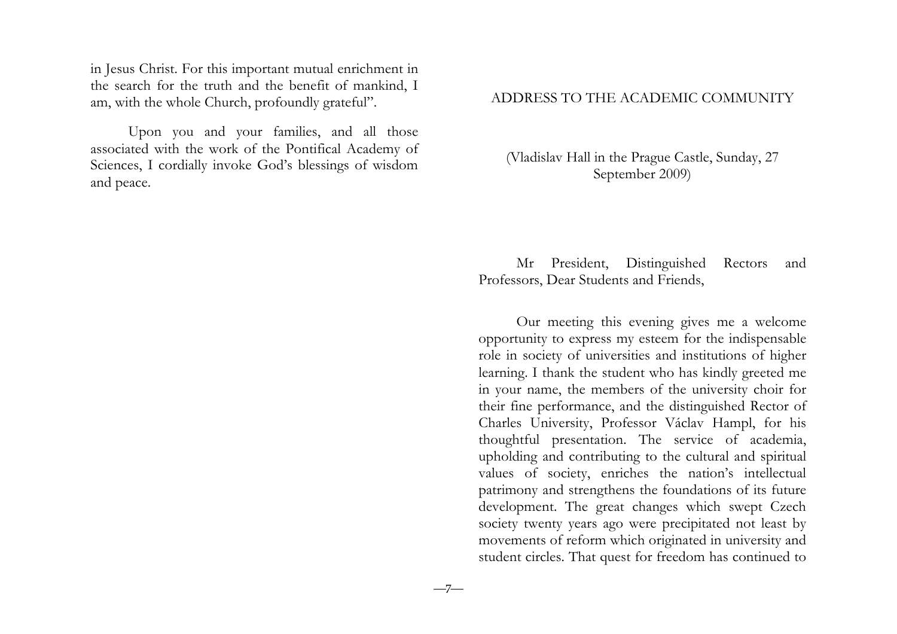in Jesus Christ. For this important mutual enrichment in the search for the truth and the benefit of mankind, I am, with the whole Church, profoundly grateful".

Upon you and your families, and all those associated with the work of the Pontifical Academy of Sciences, I cordially invoke God's blessings of wisdom and peace.

## ADDRESS TO THE ACADEMIC COMMUNITY

(Vladislav Hall in the Prague Castle, Sunday, 27 September 2009)

Mr President, Distinguished Rectors and Professors, Dear Students and Friends,

Our meeting this evening gives me a welcome opportunity to express my esteem for the indispensable role in society of universities and institutions of higher learning. I thank the student who has kindly greeted me in your name, the members of the university choir for their fine performance, and the distinguished Rector of Charles University, Professor Václav Hampl, for his thoughtful presentation. The service of academia, upholding and contributing to the cultural and spiritual values of society, enriches the nation's intellectual patrimony and strengthens the foundations of its future development. The great changes which swept Czech society twenty years ago were precipitated not least by movements of reform which originated in university and student circles. That quest for freedom has continued to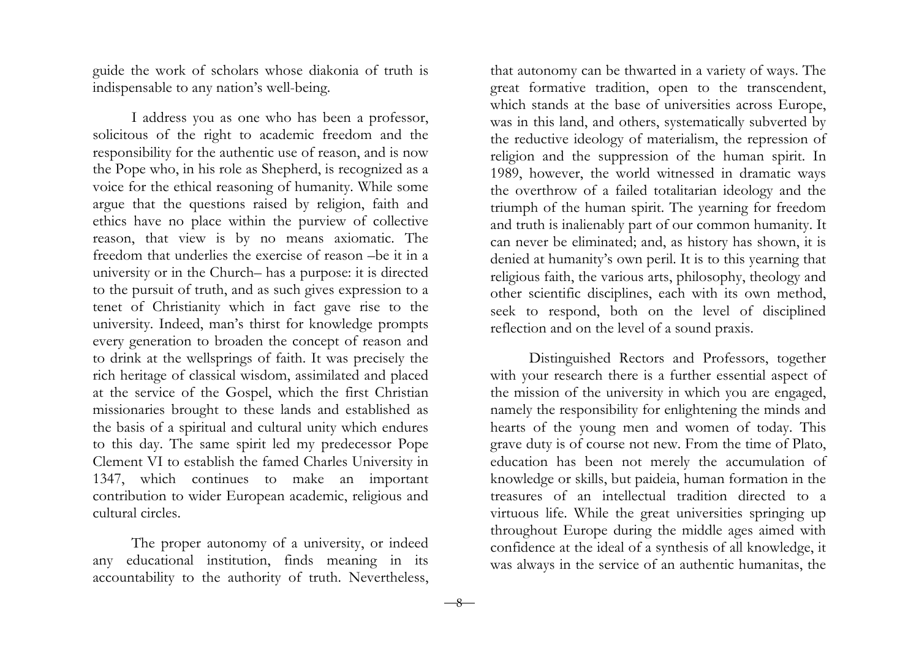guide the work of scholars whose diakonia of truth is indispensable to any nation's well-being.

I address you as one who has been a professor, solicitous of the right to academic freedom and the responsibility for the authentic use of reason, and is now the Pope who, in his role as Shepherd, is recognized as a voice for the ethical reasoning of humanity. While some argue that the questions raised by religion, faith and ethics have no place within the purview of collective reason, that view is by no means axiomatic. The freedom that underlies the exercise of reason –be it in a university or in the Church– has a purpose: it is directed to the pursuit of truth, and as such gives expression to a tenet of Christianity which in fact gave rise to the university. Indeed, man's thirst for knowledge prompts every generation to broaden the concept of reason and to drink at the wellsprings of faith. It was precisely the rich heritage of classical wisdom, assimilated and placed at the service of the Gospel, which the first Christian missionaries brought to these lands and established as the basis of a spiritual and cultural unity which endures to this day. The same spirit led my predecessor Pope Clement VI to establish the famed Charles University in 1347, which continues to make an important contribution to wider European academic, religious and cultural circles.

The proper autonomy of a university, or indeed any educational institution, finds meaning in its accountability to the authority of truth. Nevertheless, that autonomy can be thwarted in a variety of ways. The great formative tradition, open to the transcendent, which stands at the base of universities across Europe, was in this land, and others, systematically subverted by the reductive ideology of materialism, the repression of religion and the suppression of the human spirit. In 1989, however, the world witnessed in dramatic ways the overthrow of a failed totalitarian ideology and the triumph of the human spirit. The yearning for freedom and truth is inalienably part of our common humanity. It can never be eliminated; and, as history has shown, it is denied at humanity's own peril. It is to this yearning that religious faith, the various arts, philosophy, theology and other scientific disciplines, each with its own method, seek to respond, both on the level of disciplined reflection and on the level of a sound praxis.

Distinguished Rectors and Professors, together with your research there is a further essential aspect of the mission of the university in which you are engaged, namely the responsibility for enlightening the minds and hearts of the young men and women of today. This grave duty is of course not new. From the time of Plato, education has been not merely the accumulation of knowledge or skills, but paideia, human formation in the treasures of an intellectual tradition directed to a virtuous life. While the great universities springing up throughout Europe during the middle ages aimed with confidence at the ideal of a synthesis of all knowledge, it was always in the service of an authentic humanitas, the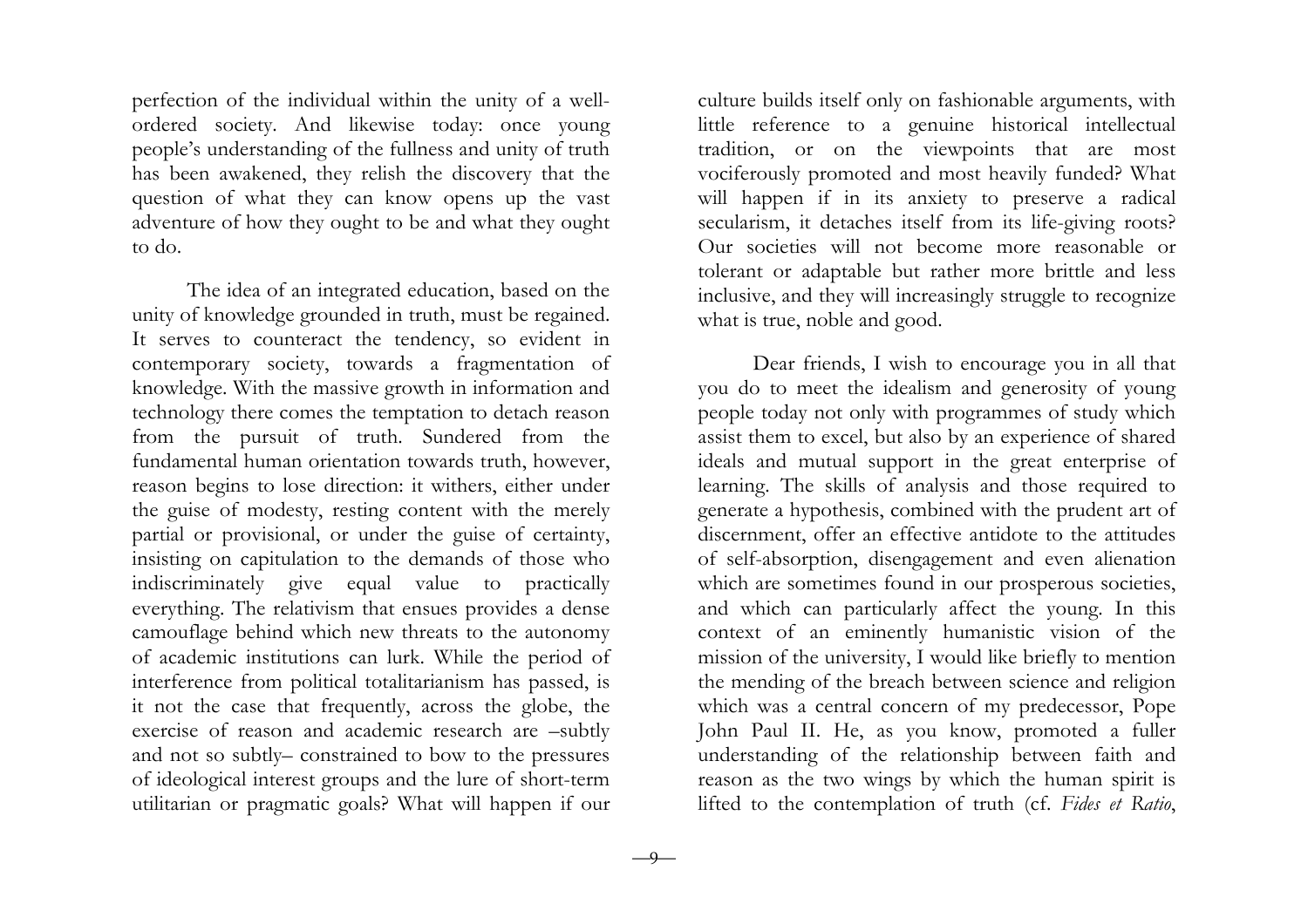perfection of the individual within the unity of a well-ordered society. And likewise today: once young people's understanding of the fullness and unity of truth has been awakened, they relish the discovery that the question of what they can know opens up the vast adventure of how they ought to be and what they ought to do.

The idea of an integrated education, based on the unity of knowledge grounded in truth, must be regained. It serves to counteract the tendency, so evident in contemporary society, towards a fragmentation of knowledge. With the massive growth in information and technology there comes the temptation to detach reason from the pursuit of truth. Sundered from the fundamental human orientation towards truth, however, reason begins to lose direction: it withers, either under the guise of modesty, resting content with the merely partial or provisional, or under the guise of certainty, insisting on capitulation to the demands of those who indiscriminately give equal value to practically everything. The relativism that ensues provides a dense camouflage behind which new threats to the autonomy of academic institutions can lurk. While the period of interference from political totalitarianism has passed, is it not the case that frequently, across the globe, the exercise of reason and academic research are –subtly and not so subtly– constrained to bow to the pressures of ideological interest groups and the lure of short-term utilitarian or pragmatic goals? What will happen if our culture builds itself only on fashionable arguments, with little reference to a genuine historical intellectual tradition, or on the viewpoints that are most vociferously promoted and most heavily funded? What will happen if in its anxiety to preserve a radical secularism, it detaches itself from its life-giving roots? Our societies will not become more reasonable or tolerant or adaptable but rather more brittle and less inclusive, and they will increasingly struggle to recognize what is true, noble and good.

Dear friends, I wish to encourage you in all that you do to meet the idealism and generosity of young people today not only with programmes of study which assist them to excel, but also by an experience of shared ideals and mutual support in the great enterprise of learning. The skills of analysis and those required to generate a hypothesis, combined with the prudent art of discernment, offer an effective antidote to the attitudes of self-absorption, disengagement and even alienation which are sometimes found in our prosperous societies, and which can particularly affect the young. In this context of an eminently humanistic vision of the mission of the university, I would like briefly to mention the mending of the breach between science and religion which was a central concern of my predecessor, Pope John Paul II. He, as you know, promoted a fuller understanding of the relationship between faith and reason as the two wings by which the human spirit is lifted to the contemplation of truth (cf. *Fides et Ratio*,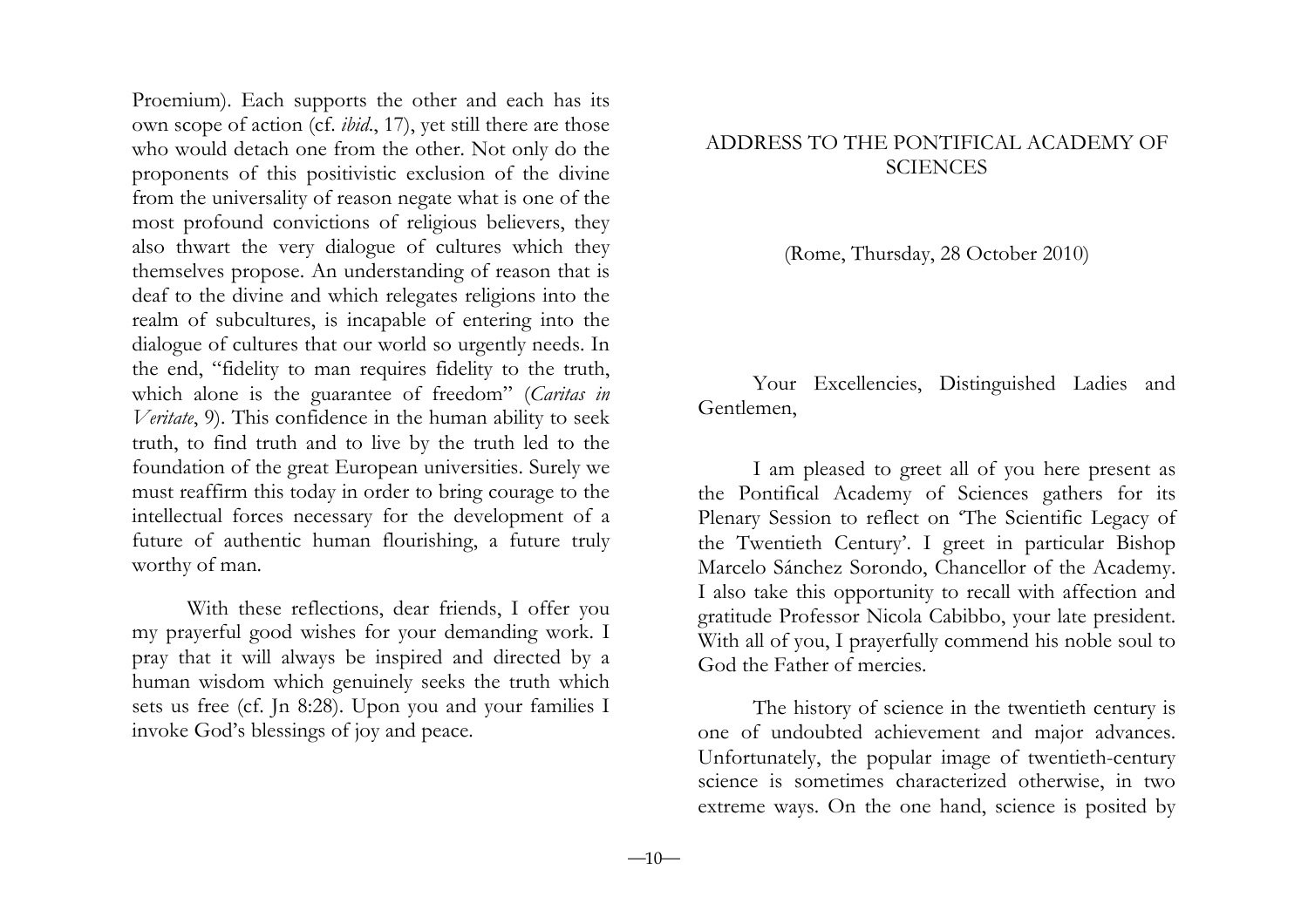Proemium). Each supports the other and each has its own scope of action (cf. *ibid*., 17), yet still there are those who would detach one from the other. Not only do the proponents of this positivistic exclusion of the divine from the universality of reason negate what is one of the most profound convictions of religious believers, they also thwart the very dialogue of cultures which they themselves propose. An understanding of reason that is deaf to the divine and which relegates religions into the realm of subcultures, is incapable of entering into the dialogue of cultures that our world so urgently needs. In the end, "fidelity to man requires fidelity to the truth, which alone is the guarantee of freedom" (*Caritas in Veritate*, 9). This confidence in the human ability to seek truth, to find truth and to live by the truth led to the foundation of the great European universities. Surely we must reaffirm this today in order to bring courage to the intellectual forces necessary for the development of a future of authentic human flourishing, a future truly worthy of man.

With these reflections, dear friends, I offer you my prayerful good wishes for your demanding work. I pray that it will always be inspired and directed by a human wisdom which genuinely seeks the truth which sets us free (cf. Jn 8:28). Upon you and your families I invoke God's blessings of joy and peace.

## ADDRESS TO THE PONTIFICAL ACADEMY OF SCIENCES

(Rome, Thursday, 28 October 2010)

Your Excellencies, Distinguished Ladies and Gentlemen,

I am pleased to greet all of you here present as the Pontifical Academy of Sciences gathers for its Plenary Session to reflect on 'The Scientific Legacy of the Twentieth Century'. I greet in particular Bishop Marcelo Sánchez Sorondo, Chancellor of the Academy. I also take this opportunity to recall with affection and gratitude Professor Nicola Cabibbo, your late president. With all of you, I prayerfully commend his noble soul to God the Father of mercies.

The history of science in the twentieth century is one of undoubted achievement and major advances. Unfortunately, the popular image of twentieth-century science is sometimes characterized otherwise, in two extreme ways. On the one hand, science is posited by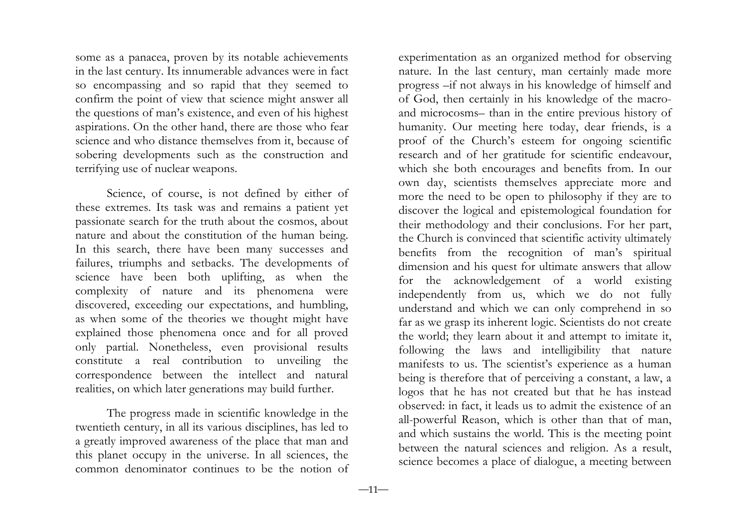some as a panacea, proven by its notable achievements in the last century. Its innumerable advances were in fact so encompassing and so rapid that they seemed to confirm the point of view that science might answer all the questions of man's existence, and even of his highest aspirations. On the other hand, there are those who fear science and who distance themselves from it, because of sobering developments such as the construction and terrifying use of nuclear weapons.

Science, of course, is not defined by either of these extremes. Its task was and remains a patient yet passionate search for the truth about the cosmos, about nature and about the constitution of the human being. In this search, there have been many successes and failures, triumphs and setbacks. The developments of science have been both uplifting, as when the complexity of nature and its phenomena were discovered, exceeding our expectations, and humbling, as when some of the theories we thought might have explained those phenomena once and for all proved only partial. Nonetheless, even provisional results constitute a real contribution to unveiling the correspondence between the intellect and natural realities, on which later generations may build further.

The progress made in scientific knowledge in the twentieth century, in all its various disciplines, has led to a greatly improved awareness of the place that man and this planet occupy in the universe. In all sciences, the common denominator continues to be the notion of experimentation as an organized method for observing nature. In the last century, man certainly made more progress –if not always in his knowledge of himself and of God, then certainly in his knowledge of the macro- and microcosms– than in the entire previous history of humanity. Our meeting here today, dear friends, is a proof of the Church's esteem for ongoing scientific research and of her gratitude for scientific endeavour, which she both encourages and benefits from. In our own day, scientists themselves appreciate more and more the need to be open to philosophy if they are to discover the logical and epistemological foundation for their methodology and their conclusions. For her part, the Church is convinced that scientific activity ultimately benefits from the recognition of man's spiritual dimension and his quest for ultimate answers that allow for the acknowledgement of a world existing independently from us, which we do not fully understand and which we can only comprehend in so far as we grasp its inherent logic. Scientists do not create the world; they learn about it and attempt to imitate it, following the laws and intelligibility that nature manifests to us. The scientist's experience as a human being is therefore that of perceiving a constant, a law, a logos that he has not created but that he has instead observed: in fact, it leads us to admit the existence of an all-powerful Reason, which is other than that of man, and which sustains the world. This is the meeting point between the natural sciences and religion. As a result, science becomes a place of dialogue, a meeting between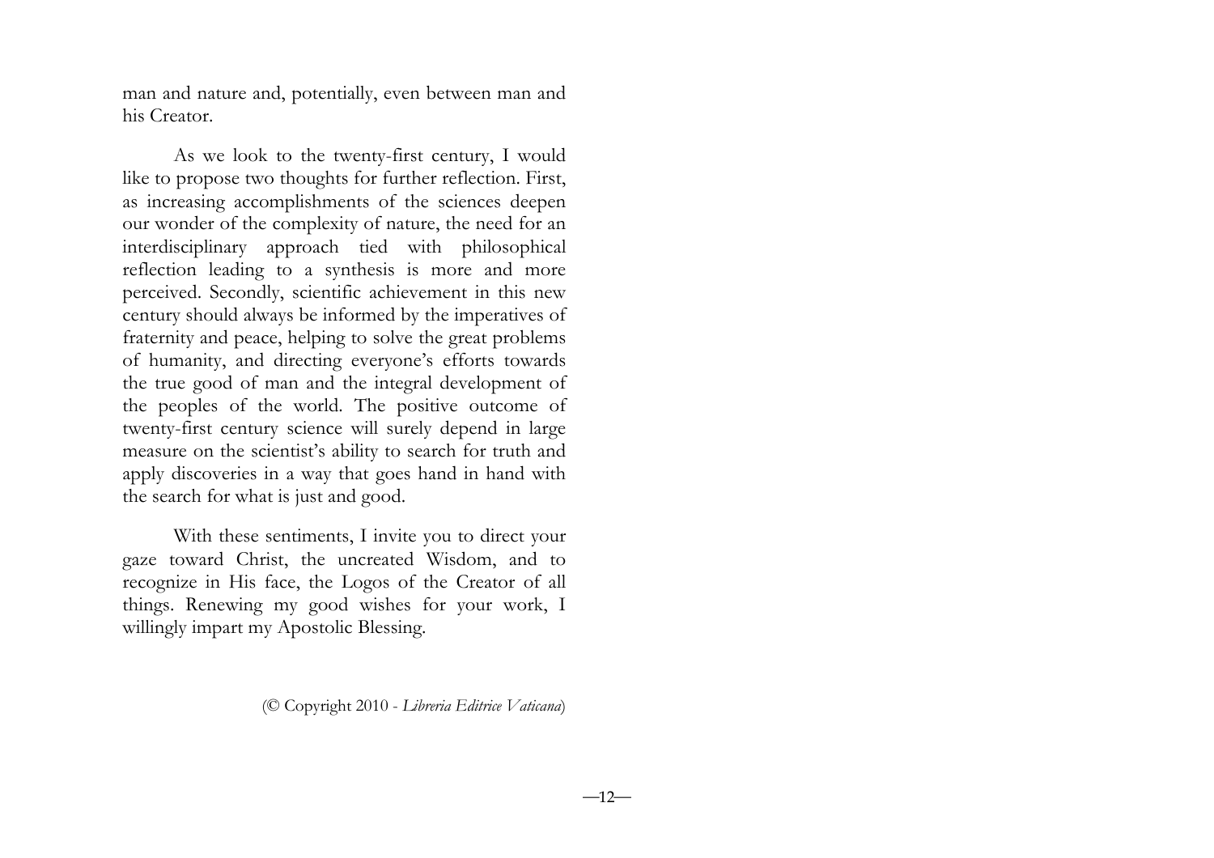man and nature and, potentially, even between man and his Creator.

As we look to the twenty-first century, I would like to propose two thoughts for further reflection. First, as increasing accomplishments of the sciences deepen our wonder of the complexity of nature, the need for an interdisciplinary approach tied with philosophical reflection leading to a synthesis is more and more perceived. Secondly, scientific achievement in this new century should always be informed by the imperatives of fraternity and peace, helping to solve the great problems of humanity, and directing everyone's efforts towards the true good of man and the integral development of the peoples of the world. The positive outcome of twenty-first century science will surely depend in large measure on the scientist's ability to search for truth and apply discoveries in a way that goes hand in hand with the search for what is just and good.

With these sentiments, I invite you to direct your gaze toward Christ, the uncreated Wisdom, and to recognize in His face, the Logos of the Creator of all things. Renewing my good wishes for your work, I willingly impart my Apostolic Blessing.

(© Copyright 2010 - *Libreria Editrice Vaticana*)